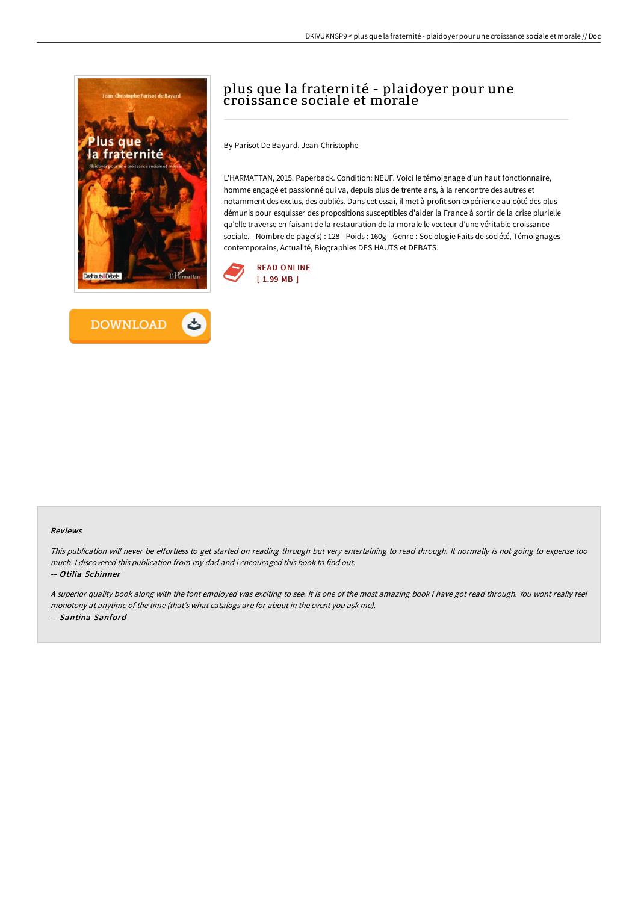# plus que la fraternité - plaidoyer pour une croissance sociale et morale

By Parisot De Bayard, Jean-Christophe

L'HARMATTAN, 2015. Paperback. Condition: NEUF. Voici le témoignage d'un haut fonctionnaire, homme engagé et passionné qui va, depuis plus de trente ans, à la rencontre des autres et notamment des exclus, des oubliés. Dans cet essai, il met à profit son expérience au côté des plus démunis pour esquisser des propositions susceptibles d'aider la France à sortir de la crise plurielle qu'elle traverse en faisant de la restauration de la morale le vecteur d'une véritable croissance sociale. - Nombre de page(s) : 128 - Poids : 160g - Genre : Sociologie Faits de société, Témoignages contemporains, Actualité, Biographies DES HAUTS et DEBATS.

READ ONLINE
[ 1.99 MB ]

DOWNLOAD

### Reviews

*This publication will never be effortless to get started on reading through but very entertaining to read through. It normally is not going to expense too much. I discovered this publication from my dad and i encouraged this book to find out.*

*-- Otilia Schinner*

*A superior quality book along with the font employed was exciting to see. It is one of the most amazing book i have got read through. You wont really feel monotony at anytime of the time (that's what catalogs are for about in the event you ask me).*

*-- Santina Sanford*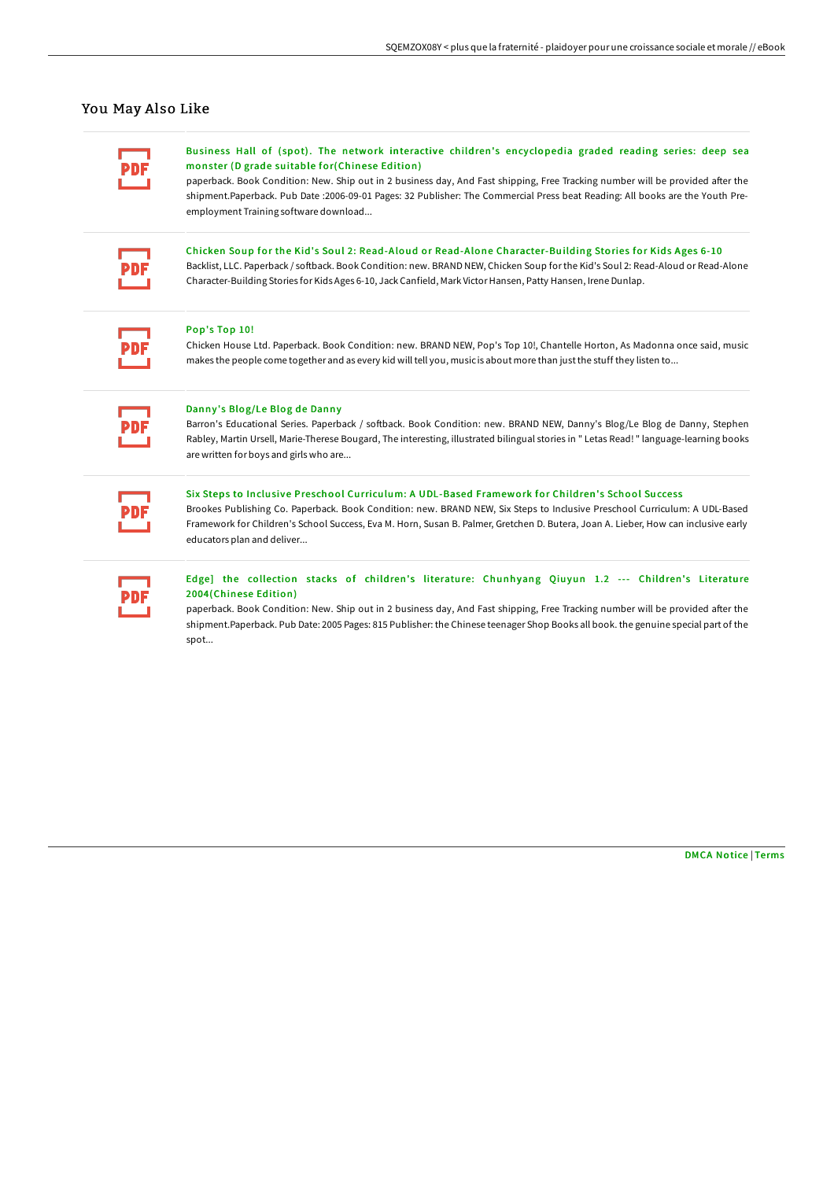## You May Also Like

**Business Hall of (spot). The network interactive children's encyclopedia graded reading series: deep sea monster (D grade suitable for(Chinese Edition)**

paperback. Book Condition: New. Ship out in 2 business day, And Fast shipping, Free Tracking number will be provided after the shipment.Paperback. Pub Date :2006-09-01 Pages: 32 Publisher: The Commercial Press beat Reading: All books are the Youth Pre-employment Training software download...

**Chicken Soup for the Kid's Soul 2: Read-Aloud or Read-Alone Character-Building Stories for Kids Ages 6-10**

Backlist, LLC. Paperback / softback. Book Condition: new. BRAND NEW, Chicken Soup for the Kid's Soul 2: Read-Aloud or Read-Alone Character-Building Stories for Kids Ages 6-10, Jack Canfield, Mark Victor Hansen, Patty Hansen, Irene Dunlap.

**Pop's Top 10!**

Chicken House Ltd. Paperback. Book Condition: new. BRAND NEW, Pop's Top 10!, Chantelle Horton, As Madonna once said, music makes the people come together and as every kid will tell you, music is about more than just the stuff they listen to...

**Danny's Blog/Le Blog de Danny**

Barron's Educational Series. Paperback / softback. Book Condition: new. BRAND NEW, Danny's Blog/Le Blog de Danny, Stephen Rabley, Martin Ursell, Marie-Therese Bougard, The interesting, illustrated bilingual stories in " Letas Read! " language-learning books are written for boys and girls who are...

**Six Steps to Inclusive Preschool Curriculum: A UDL-Based Framework for Children's School Success**

Brookes Publishing Co. Paperback. Book Condition: new. BRAND NEW, Six Steps to Inclusive Preschool Curriculum: A UDL-Based Framework for Children's School Success, Eva M. Horn, Susan B. Palmer, Gretchen D. Butera, Joan A. Lieber, How can inclusive early educators plan and deliver...

**Edge] the collection stacks of children's literature: Chunhyang Qiuyun 1.2 --- Children's Literature 2004(Chinese Edition)**

paperback. Book Condition: New. Ship out in 2 business day, And Fast shipping, Free Tracking number will be provided after the shipment.Paperback. Pub Date: 2005 Pages: 815 Publisher: the Chinese teenager Shop Books all book. the genuine special part of the spot...

DMCA Notice | Terms